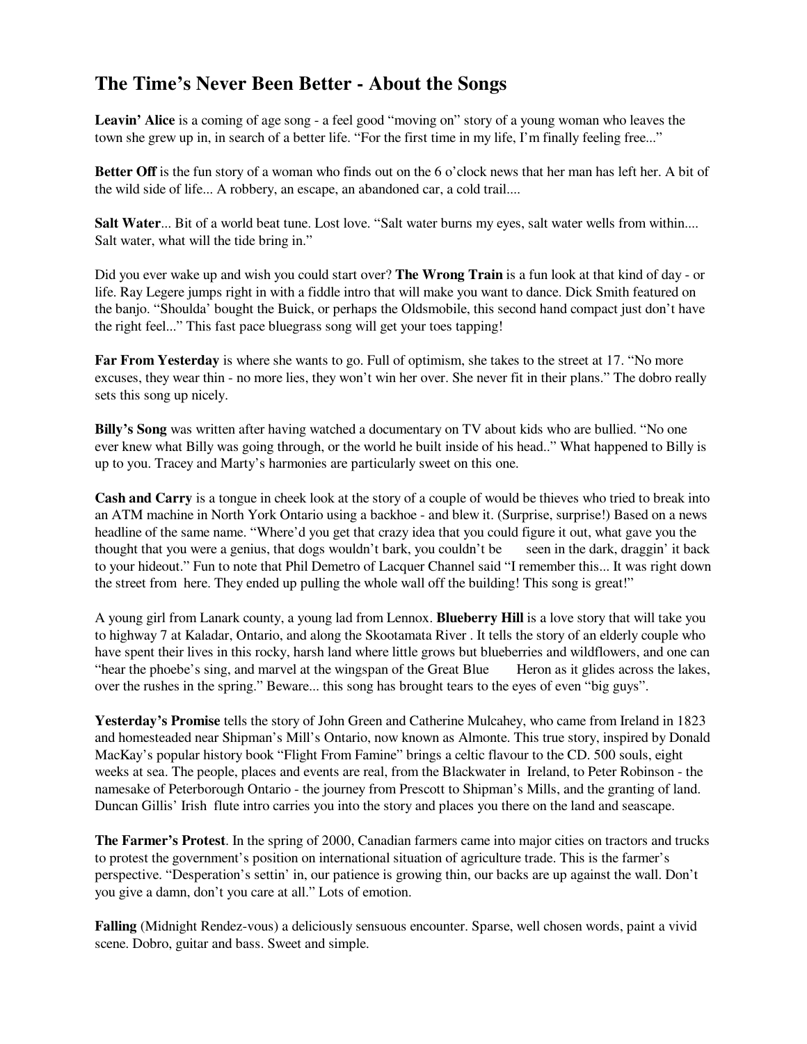# The Time's Never Been Better - About the Songs

**Leavin' Alice** is a coming of age song - a feel good "moving on" story of a young woman who leaves the town she grew up in, in search of a better life. "For the first time in my life, I'm finally feeling free..."

**Better Off** is the fun story of a woman who finds out on the 6 o'clock news that her man has left her. A bit of the wild side of life... A robbery, an escape, an abandoned car, a cold trail....

**Salt Water**... Bit of a world beat tune. Lost love. "Salt water burns my eyes, salt water wells from within.... Salt water, what will the tide bring in."

Did you ever wake up and wish you could start over? **The Wrong Train** is a fun look at that kind of day - or life. Ray Legere jumps right in with a fiddle intro that will make you want to dance. Dick Smith featured on the banjo. "Shoulda' bought the Buick, or perhaps the Oldsmobile, this second hand compact just don't have the right feel..." This fast pace bluegrass song will get your toes tapping!

**Far From Yesterday** is where she wants to go. Full of optimism, she takes to the street at 17. "No more excuses, they wear thin - no more lies, they won't win her over. She never fit in their plans." The dobro really sets this song up nicely.

**Billy's Song** was written after having watched a documentary on TV about kids who are bullied. "No one ever knew what Billy was going through, or the world he built inside of his head.." What happened to Billy is up to you. Tracey and Marty's harmonies are particularly sweet on this one.

**Cash and Carry** is a tongue in cheek look at the story of a couple of would be thieves who tried to break into an ATM machine in North York Ontario using a backhoe - and blew it. (Surprise, surprise!) Based on a news headline of the same name. "Where'd you get that crazy idea that you could figure it out, what gave you the thought that you were a genius, that dogs wouldn't bark, you couldn't be seen in the dark, draggin' it back to your hideout." Fun to note that Phil Demetro of Lacquer Channel said "I remember this... It was right down the street from here. They ended up pulling the whole wall off the building! This song is great!"

A young girl from Lanark county, a young lad from Lennox. **Blueberry Hill** is a love story that will take you to highway 7 at Kaladar, Ontario, and along the Skootamata River . It tells the story of an elderly couple who have spent their lives in this rocky, harsh land where little grows but blueberries and wildflowers, and one can "hear the phoebe's sing, and marvel at the wingspan of the Great Blue Heron as it glides across the lakes, over the rushes in the spring." Beware... this song has brought tears to the eyes of even "big guys".

**Yesterday's Promise** tells the story of John Green and Catherine Mulcahey, who came from Ireland in 1823 and homesteaded near Shipman's Mill's Ontario, now known as Almonte. This true story, inspired by Donald MacKay's popular history book "Flight From Famine" brings a celtic flavour to the CD. 500 souls, eight weeks at sea. The people, places and events are real, from the Blackwater in Ireland, to Peter Robinson - the namesake of Peterborough Ontario - the journey from Prescott to Shipman's Mills, and the granting of land. Duncan Gillis' Irish flute intro carries you into the story and places you there on the land and seascape.

**The Farmer's Protest**. In the spring of 2000, Canadian farmers came into major cities on tractors and trucks to protest the government's position on international situation of agriculture trade. This is the farmer's perspective. "Desperation's settin' in, our patience is growing thin, our backs are up against the wall. Don't you give a damn, don't you care at all." Lots of emotion.

**Falling** (Midnight Rendez-vous) a deliciously sensuous encounter. Sparse, well chosen words, paint a vivid scene. Dobro, guitar and bass. Sweet and simple.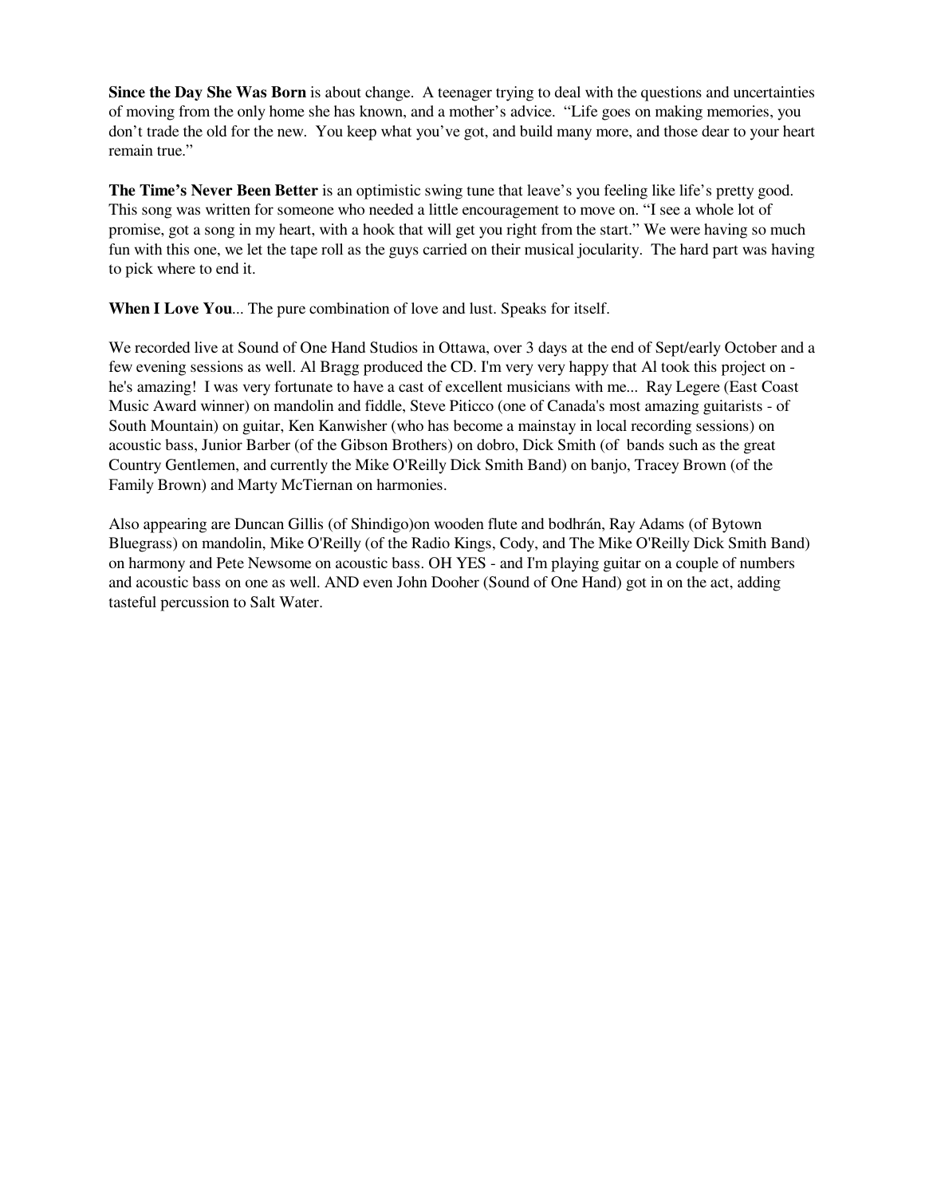**Since the Day She Was Born** is about change. A teenager trying to deal with the questions and uncertainties of moving from the only home she has known, and a mother's advice. "Life goes on making memories, you don't trade the old for the new. You keep what you've got, and build many more, and those dear to your heart remain true."

**The Time's Never Been Better** is an optimistic swing tune that leave's you feeling like life's pretty good. This song was written for someone who needed a little encouragement to move on. "I see a whole lot of promise, got a song in my heart, with a hook that will get you right from the start." We were having so much fun with this one, we let the tape roll as the guys carried on their musical jocularity. The hard part was having to pick where to end it.

**When I Love You**... The pure combination of love and lust. Speaks for itself.

We recorded live at Sound of One Hand Studios in Ottawa, over 3 days at the end of Sept/early October and a few evening sessions as well. Al Bragg produced the CD. I'm very very happy that Al took this project on - he's amazing! I was very fortunate to have a cast of excellent musicians with me... Ray Legere (East Coast Music Award winner) on mandolin and fiddle, Steve Piticco (one of Canada's most amazing guitarists - of South Mountain) on guitar, Ken Kanwisher (who has become a mainstay in local recording sessions) on acoustic bass, Junior Barber (of the Gibson Brothers) on dobro, Dick Smith (of bands such as the great Country Gentlemen, and currently the Mike O'Reilly Dick Smith Band) on banjo, Tracey Brown (of the Family Brown) and Marty McTiernan on harmonies.

Also appearing are Duncan Gillis (of Shindigo)on wooden flute and bodhrán, Ray Adams (of Bytown Bluegrass) on mandolin, Mike O'Reilly (of the Radio Kings, Cody, and The Mike O'Reilly Dick Smith Band) on harmony and Pete Newsome on acoustic bass. OH YES - and I'm playing guitar on a couple of numbers and acoustic bass on one as well. AND even John Dooher (Sound of One Hand) got in on the act, adding tasteful percussion to Salt Water.